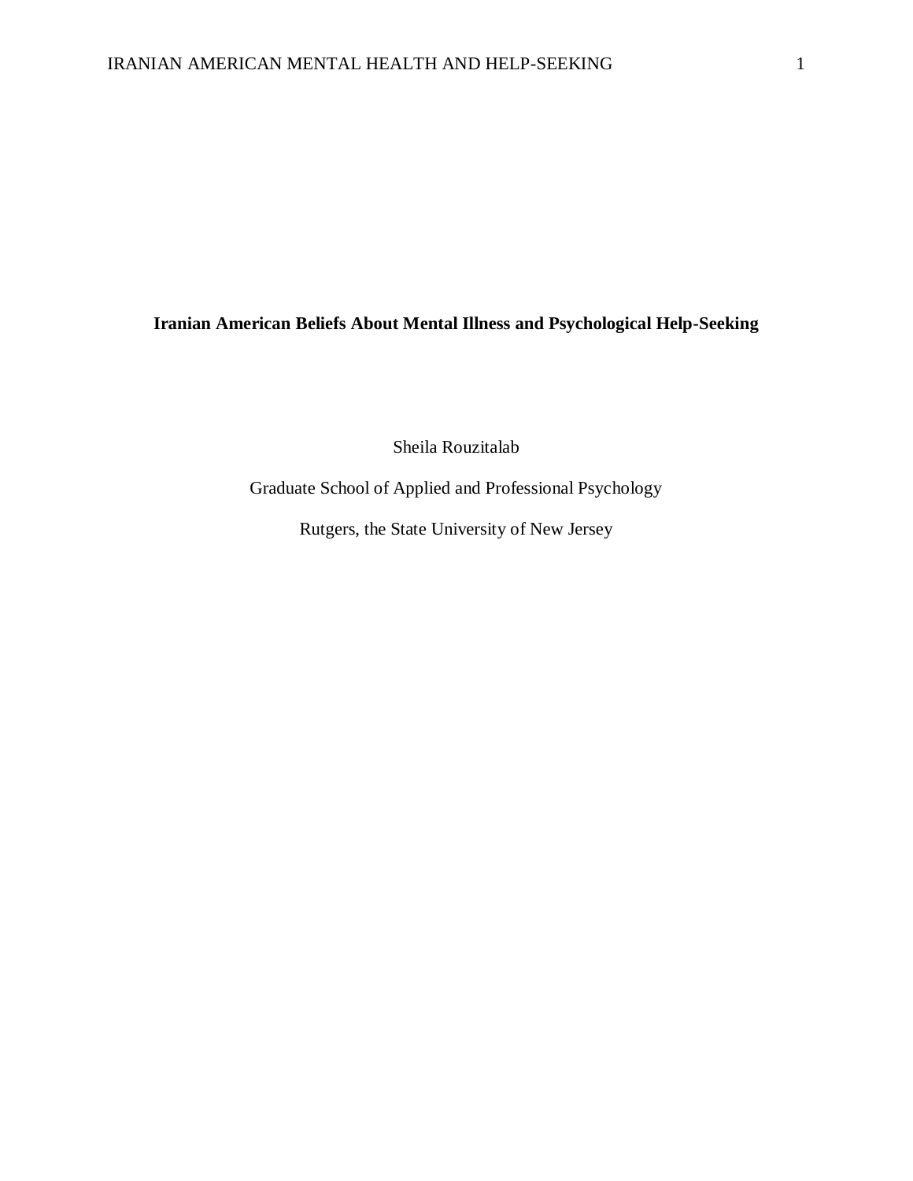# Iranian American Beliefs About Mental Illness and Psychological Help-Seeking

Sheila Rouzitalab

Graduate School of Applied and Professional Psychology

Rutgers, the State University of New Jersey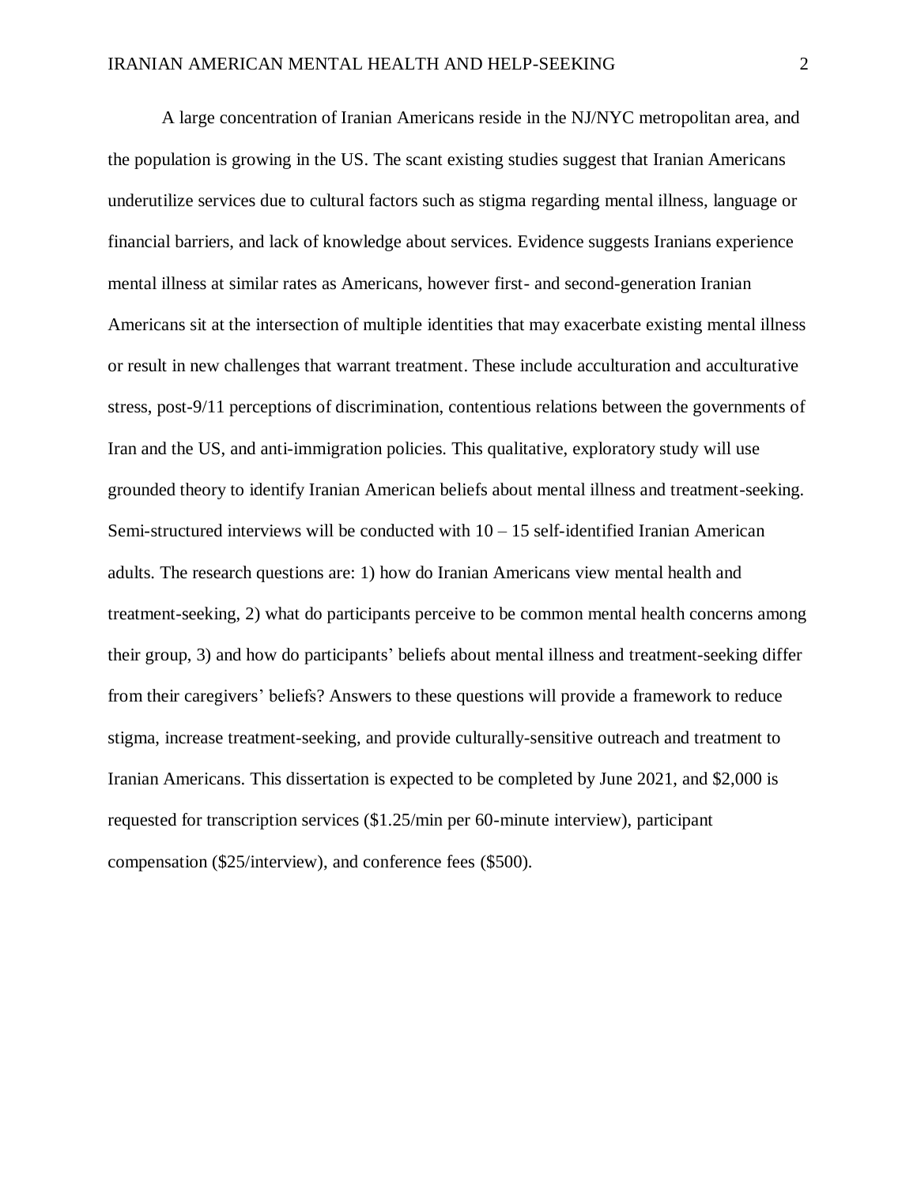A large concentration of Iranian Americans reside in the NJ/NYC metropolitan area, and the population is growing in the US. The scant existing studies suggest that Iranian Americans underutilize services due to cultural factors such as stigma regarding mental illness, language or financial barriers, and lack of knowledge about services. Evidence suggests Iranians experience mental illness at similar rates as Americans, however first- and second-generation Iranian Americans sit at the intersection of multiple identities that may exacerbate existing mental illness or result in new challenges that warrant treatment. These include acculturation and acculturative stress, post-9/11 perceptions of discrimination, contentious relations between the governments of Iran and the US, and anti-immigration policies. This qualitative, exploratory study will use grounded theory to identify Iranian American beliefs about mental illness and treatment-seeking. Semi-structured interviews will be conducted with 10 – 15 self-identified Iranian American adults. The research questions are: 1) how do Iranian Americans view mental health and treatment-seeking, 2) what do participants perceive to be common mental health concerns among their group, 3) and how do participants' beliefs about mental illness and treatment-seeking differ from their caregivers' beliefs? Answers to these questions will provide a framework to reduce stigma, increase treatment-seeking, and provide culturally-sensitive outreach and treatment to Iranian Americans. This dissertation is expected to be completed by June 2021, and $2,000 is requested for transcription services ($1.25/min per 60-minute interview), participant compensation ($25/interview), and conference fees ($500).